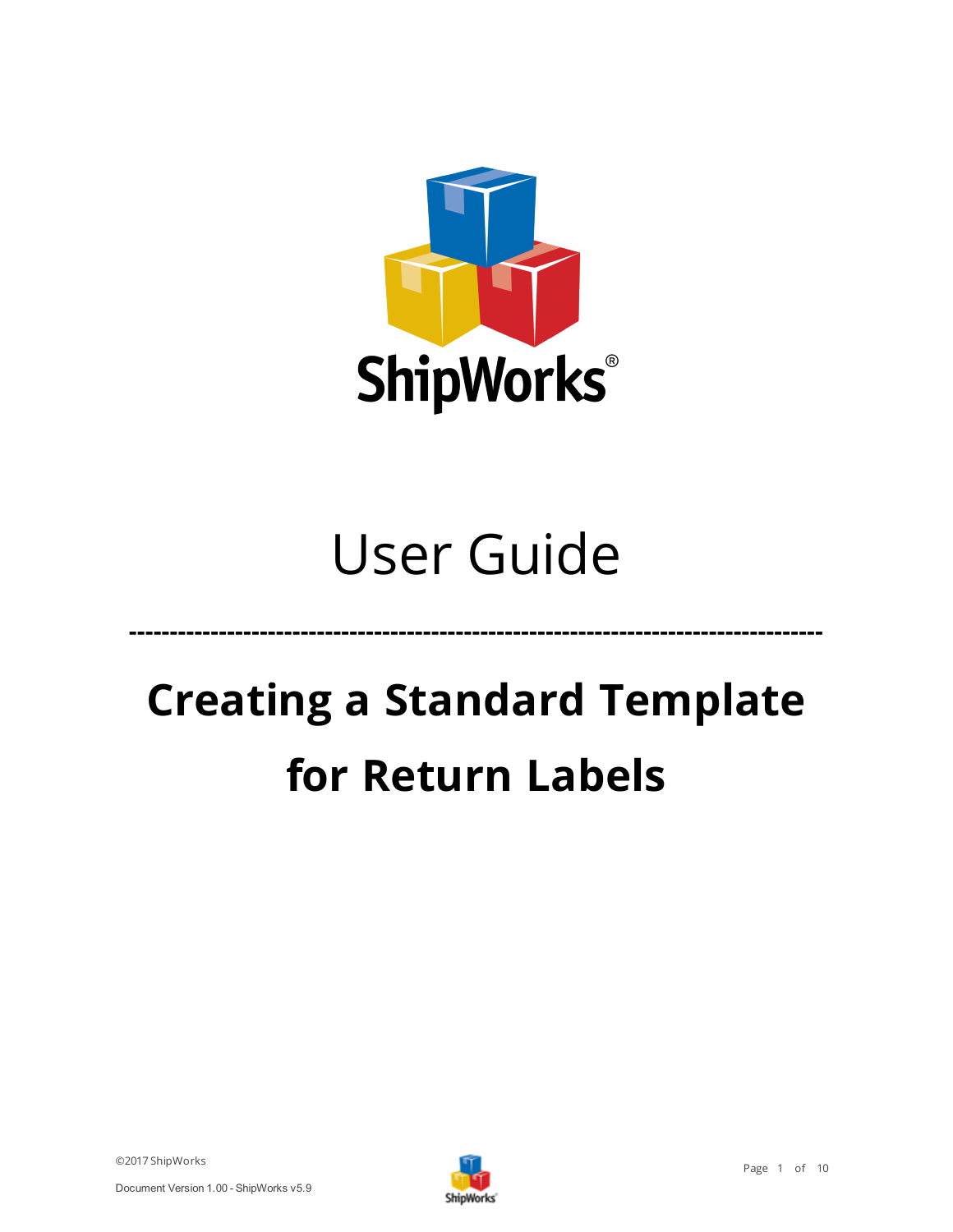# User Guide

---

## Creating a Standard Template for Return Labels

©2017 ShipWorks

Document Version 1.00 - ShipWorks v5.9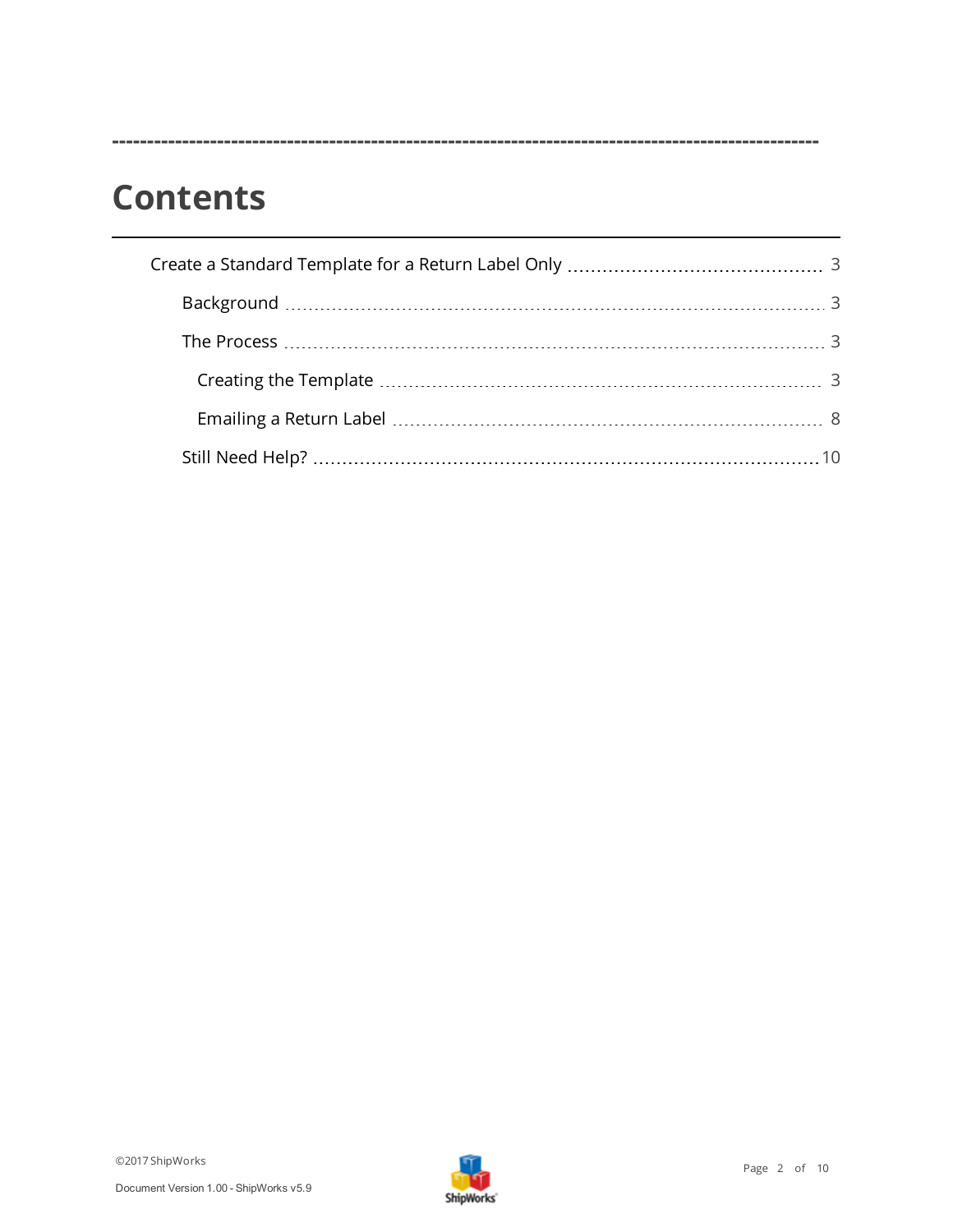# Contents

- Create a Standard Template for a Return Label Only ........ 3
  - Background ........ 3
  - The Process ........ 3
    - Creating the Template ........ 3
    - Emailing a Return Label ........ 8
  - Still Need Help? ........ 10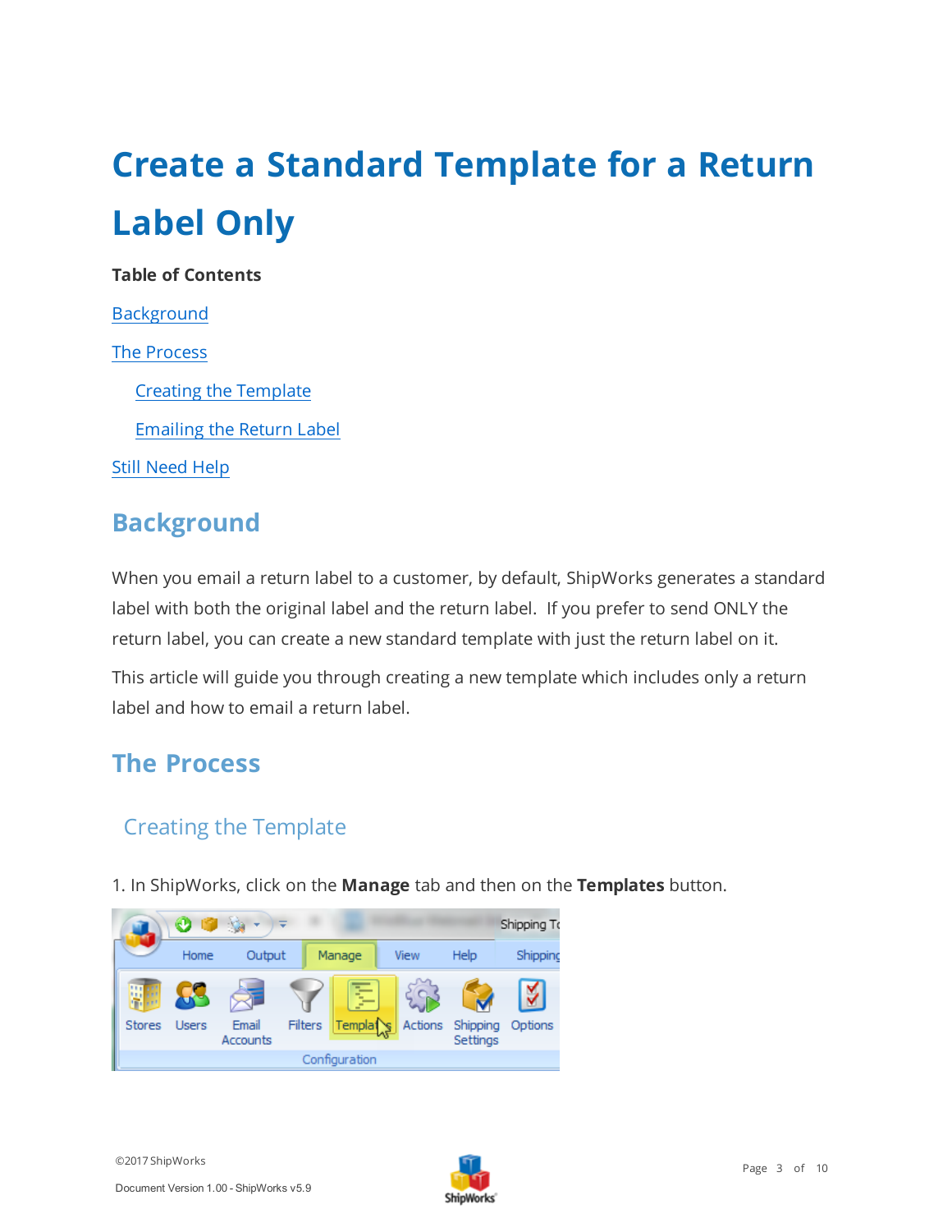# Create a Standard Template for a Return Label Only

**Table of Contents**

Background

The Process

- Creating the Template
- Emailing the Return Label

Still Need Help

## Background

When you email a return label to a customer, by default, ShipWorks generates a standard label with both the original label and the return label. If you prefer to send ONLY the return label, you can create a new standard template with just the return label on it.

This article will guide you through creating a new template which includes only a return label and how to email a return label.

## The Process

### Creating the Template

1. In ShipWorks, click on the **Manage** tab and then on the **Templates** button.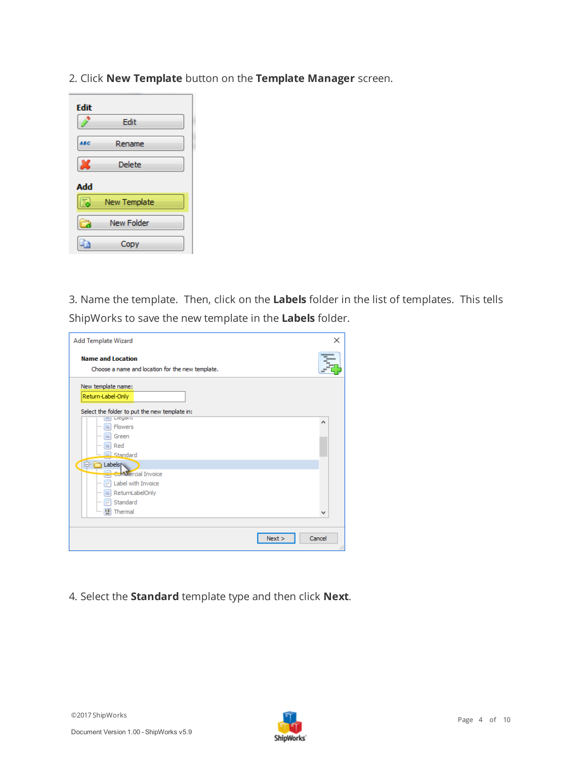2. Click **New Template** button on the **Template Manager** screen.

3. Name the template.  Then, click on the **Labels** folder in the list of templates.  This tells ShipWorks to save the new template in the **Labels** folder.

4. Select the **Standard** template type and then click **Next**.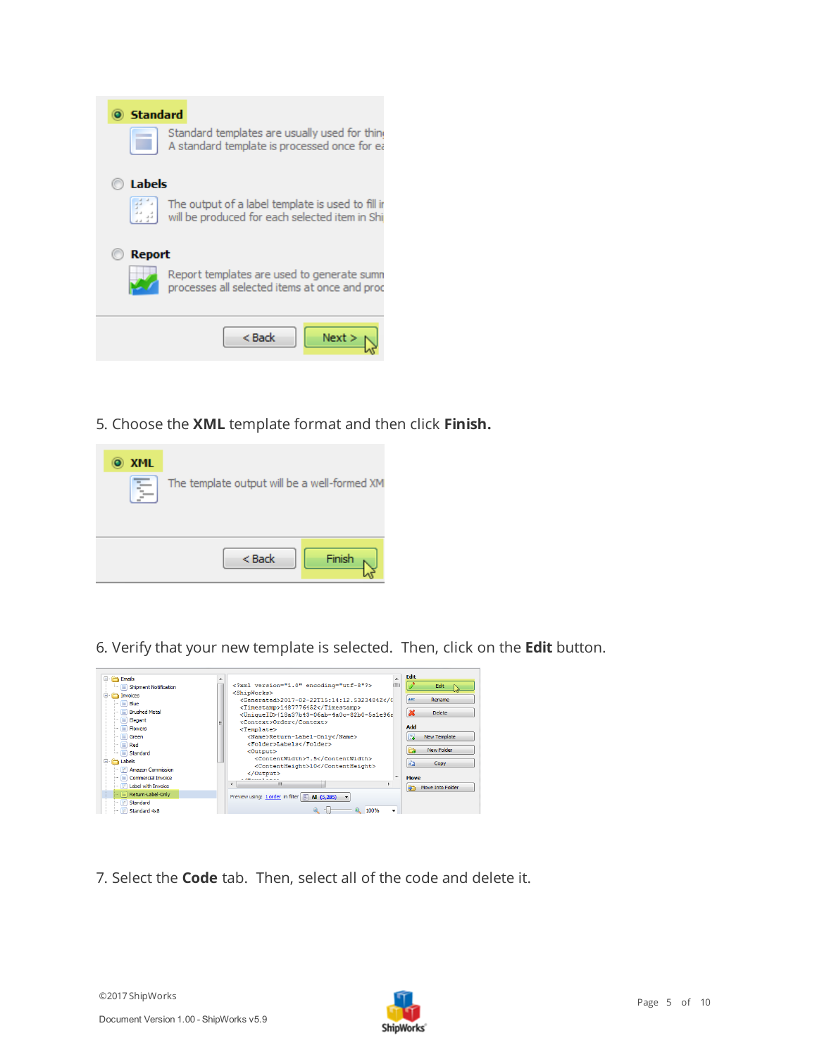5. Choose the **XML** template format and then click **Finish.**

6. Verify that your new template is selected. Then, click on the **Edit** button.

7. Select the **Code** tab. Then, select all of the code and delete it.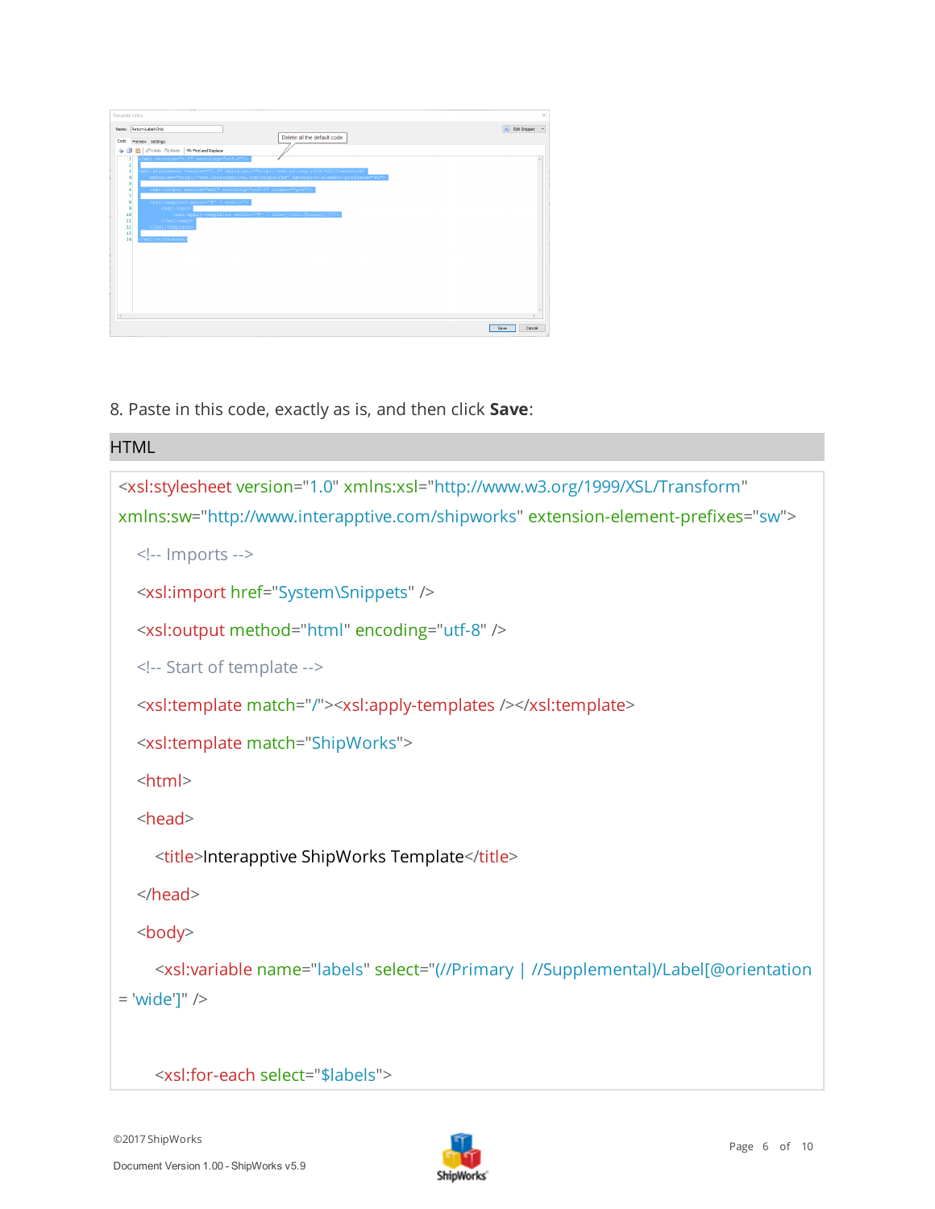8. Paste in this code, exactly as is, and then click **Save**:

HTML

```html
<xsl:stylesheet version="1.0" xmlns:xsl="http://www.w3.org/1999/XSL/Transform"
xmlns:sw="http://www.interapptive.com/shipworks" extension-element-prefixes="sw">

  <!-- Imports -->

  <xsl:import href="System\Snippets" />

  <xsl:output method="html" encoding="utf-8" />

  <!-- Start of template -->

  <xsl:template match="/"><xsl:apply-templates /></xsl:template>

  <xsl:template match="ShipWorks">

  <html>

  <head>

    <title>Interapptive ShipWorks Template</title>

  </head>

  <body>

    <xsl:variable name="labels" select="(//Primary | //Supplemental)/Label[@orientation
= 'wide']" />


    <xsl:for-each select="$labels">
```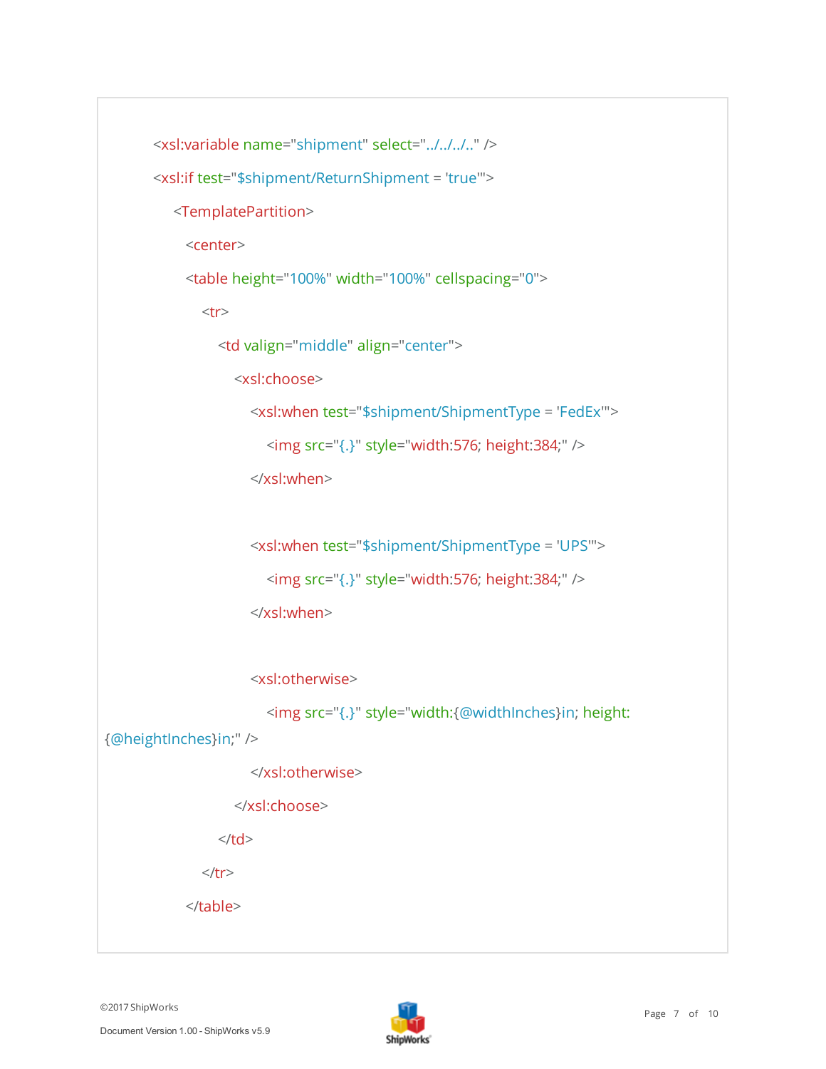```
<xsl:variable name="shipment" select="../../../.." />
<xsl:if test="$shipment/ReturnShipment = 'true'">
    <TemplatePartition>
      <center>
      <table height="100%" width="100%" cellspacing="0">
          <tr>
              <td valign="middle" align="center">
                  <xsl:choose>
                      <xsl:when test="$shipment/ShipmentType = 'FedEx'">
                          <img src="{.}" style="width:576; height:384;" />
                      </xsl:when>

                      <xsl:when test="$shipment/ShipmentType = 'UPS'">
                          <img src="{.}" style="width:576; height:384;" />
                      </xsl:when>

                      <xsl:otherwise>
                          <img src="{.}" style="width:{@widthInches}in; height:
{@heightInches}in;" />
                      </xsl:otherwise>
                  </xsl:choose>
              </td>
          </tr>
      </table>
```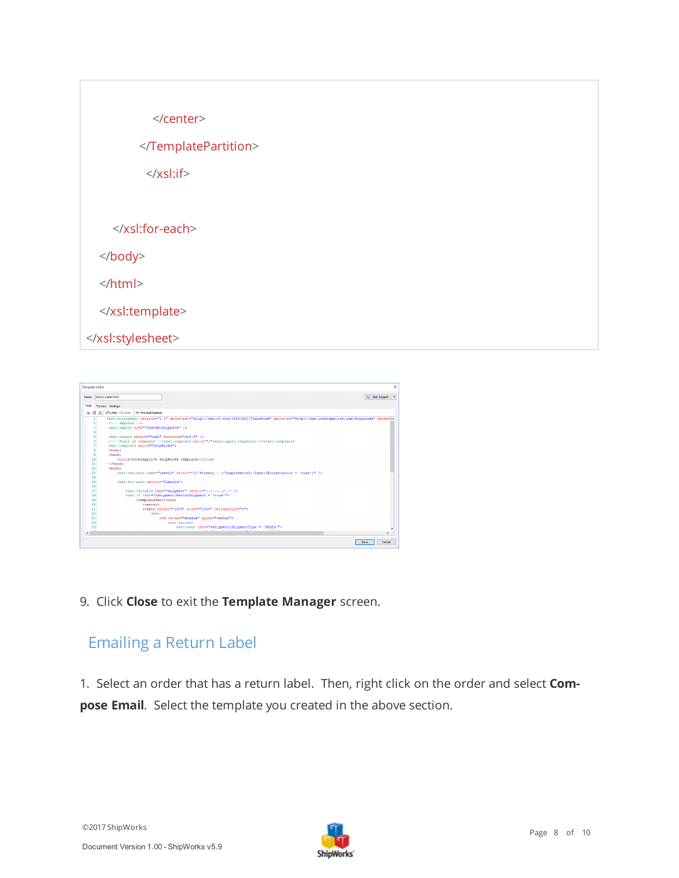```
            </center>

          </TemplatePartition>

            </xsl:if>


      </xsl:for-each>

    </body>

    </html>

    </xsl:template>

</xsl:stylesheet>
```

9. Click **Close** to exit the **Template Manager** screen.

## Emailing a Return Label

1. Select an order that has a return label. Then, right click on the order and select **Compose Email**. Select the template you created in the above section.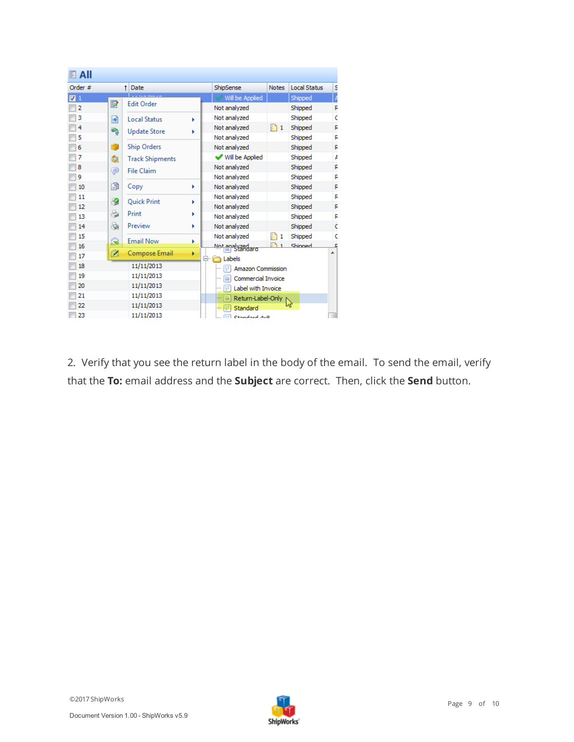2. Verify that you see the return label in the body of the email. To send the email, verify that the **To:** email address and the **Subject** are correct. Then, click the **Send** button.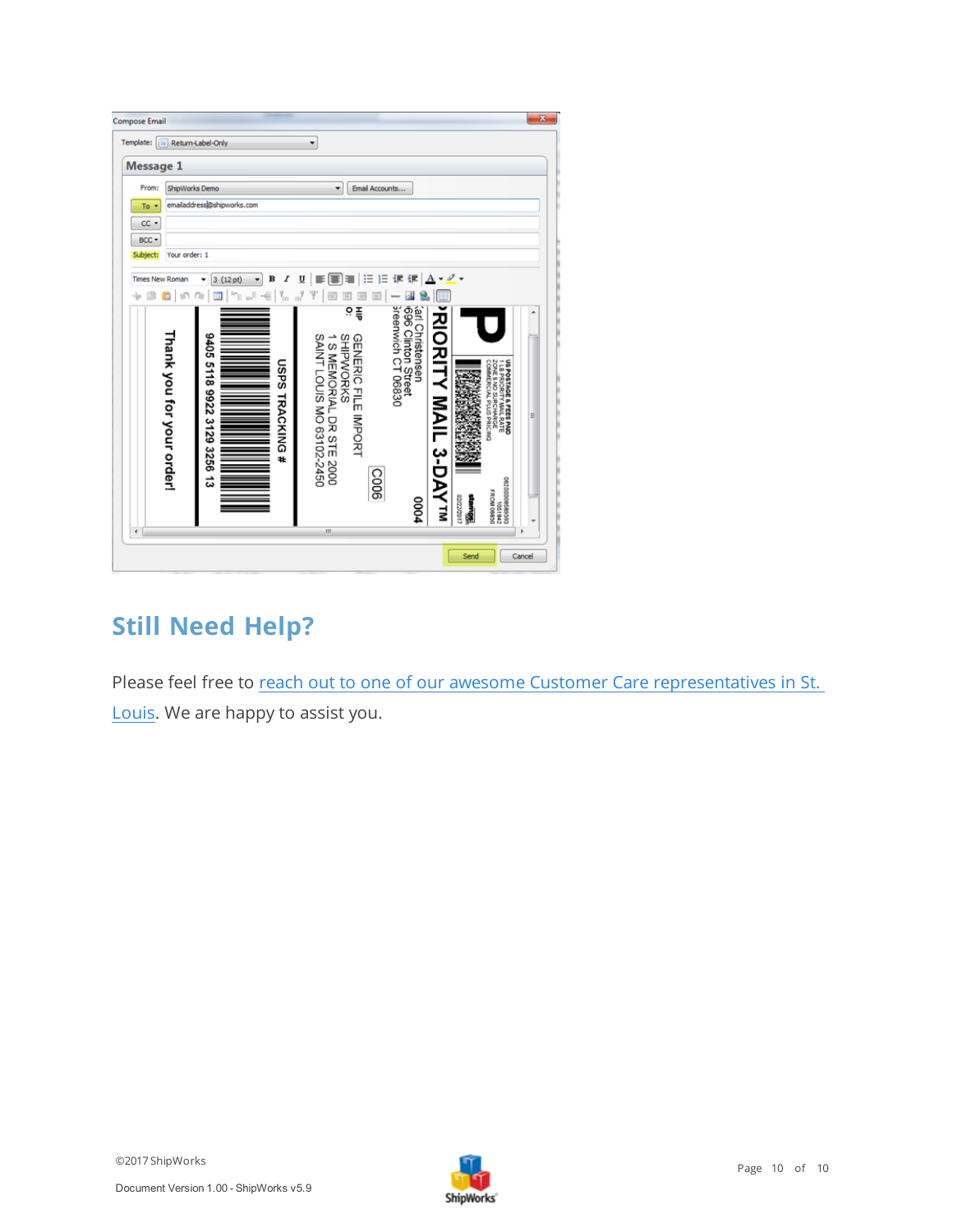## Still Need Help?

Please feel free to reach out to one of our awesome Customer Care representatives in St. Louis. We are happy to assist you.